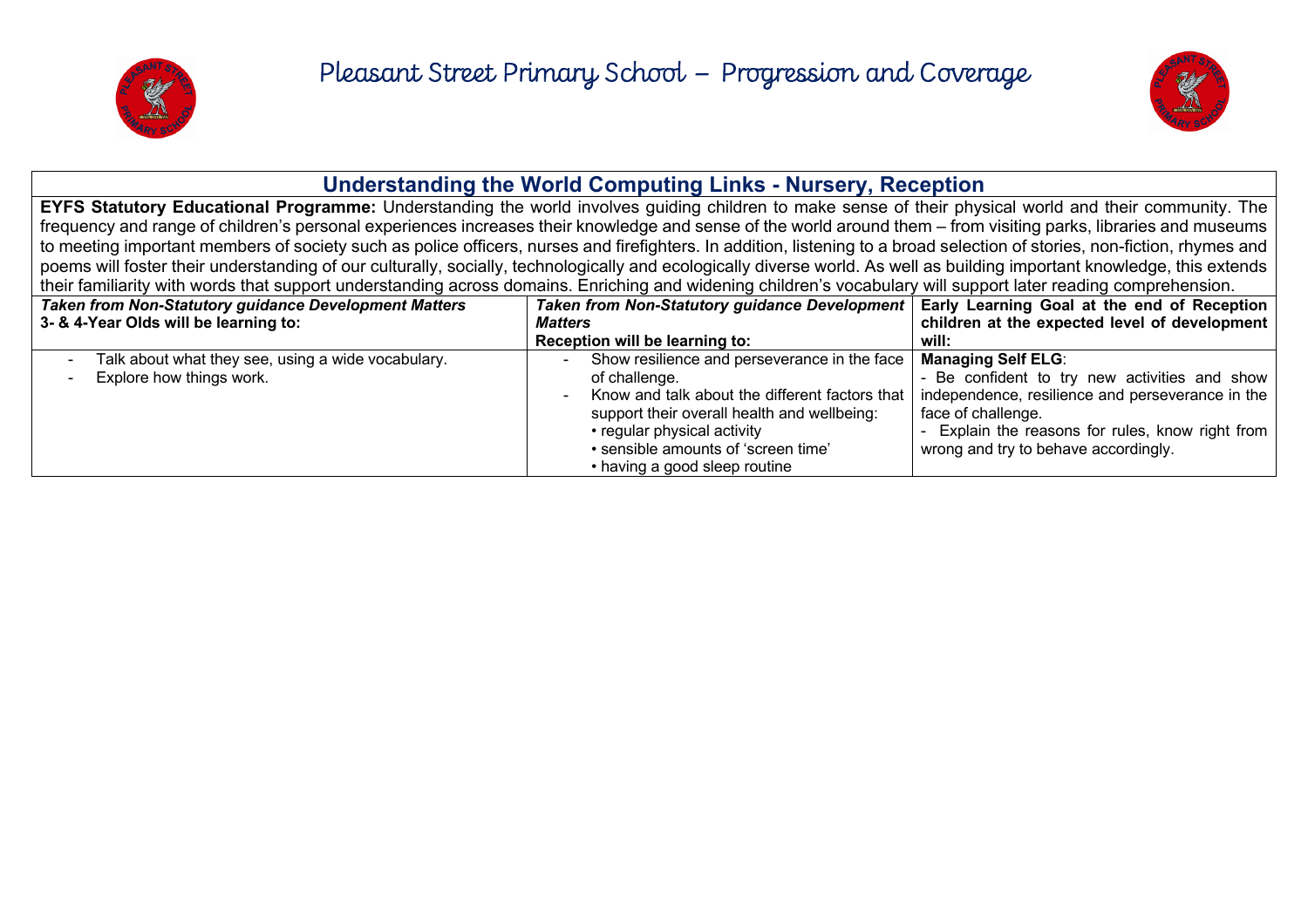# Pleasant Street Primary School – Progression and Coverage

## Understanding the World Computing Links - Nursery, Reception

**EYFS Statutory Educational Programme:** Understanding the world involves guiding children to make sense of their physical world and their community. The frequency and range of children's personal experiences increases their knowledge and sense of the world around them – from visiting parks, libraries and museums to meeting important members of society such as police officers, nurses and firefighters. In addition, listening to a broad selection of stories, non-fiction, rhymes and poems will foster their understanding of our culturally, socially, technologically and ecologically diverse world. As well as building important knowledge, this extends their familiarity with words that support understanding across domains. Enriching and widening children's vocabulary will support later reading comprehension.

| ***Taken from Non-Statutory guidance Development Matters*** **3- & 4-Year Olds will be learning to:** | ***Taken from Non-Statutory guidance Development Matters*** **Reception will be learning to:** | **Early Learning Goal at the end of Reception children at the expected level of development will:** |
|---|---|---|
| - Talk about what they see, using a wide vocabulary.<br>- Explore how things work. | - Show resilience and perseverance in the face of challenge.<br>- Know and talk about the different factors that support their overall health and wellbeing:<br>• regular physical activity<br>• sensible amounts of 'screen time'<br>• having a good sleep routine | **Managing Self ELG**:<br>- Be confident to try new activities and show independence, resilience and perseverance in the face of challenge.<br>- Explain the reasons for rules, know right from wrong and try to behave accordingly. |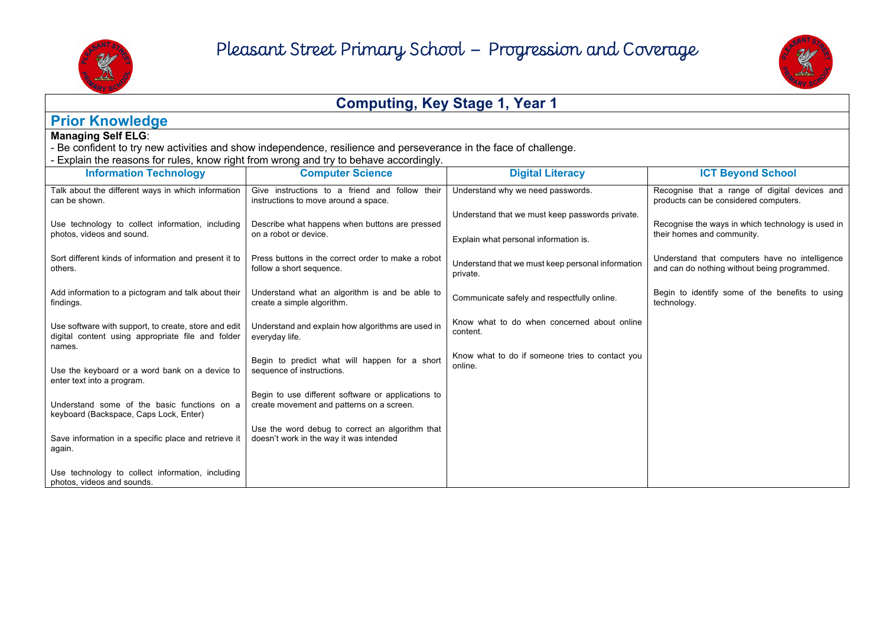# Pleasant Street Primary School – Progression and Coverage

## Computing, Key Stage 1, Year 1

### Prior Knowledge

**Managing Self ELG**:
- Be confident to try new activities and show independence, resilience and perseverance in the face of challenge.
- Explain the reasons for rules, know right from wrong and try to behave accordingly.

| Information Technology | Computer Science | Digital Literacy | ICT Beyond School |
|---|---|---|---|
| Talk about the different ways in which information can be shown. | Give instructions to a friend and follow their instructions to move around a space. | Understand why we need passwords. | Recognise that a range of digital devices and products can be considered computers. |
| Use technology to collect information, including photos, videos and sound. | Describe what happens when buttons are pressed on a robot or device. | Understand that we must keep passwords private. | Recognise the ways in which technology is used in their homes and community. |
| Sort different kinds of information and present it to others. | Press buttons in the correct order to make a robot follow a short sequence. | Explain what personal information is. | Understand that computers have no intelligence and can do nothing without being programmed. |
| Add information to a pictogram and talk about their findings. | Understand what an algorithm is and be able to create a simple algorithm. | Understand that we must keep personal information private. | Begin to identify some of the benefits to using technology. |
| Use software with support, to create, store and edit digital content using appropriate file and folder names. | Understand and explain how algorithms are used in everyday life. | Communicate safely and respectfully online. | |
| Use the keyboard or a word bank on a device to enter text into a program. | Begin to predict what will happen for a short sequence of instructions. | Know what to do when concerned about online content. | |
| Understand some of the basic functions on a keyboard (Backspace, Caps Lock, Enter) | Begin to use different software or applications to create movement and patterns on a screen. | Know what to do if someone tries to contact you online. | |
| Save information in a specific place and retrieve it again. | Use the word debug to correct an algorithm that doesn't work in the way it was intended | | |
| Use technology to collect information, including photos, videos and sounds. | | | |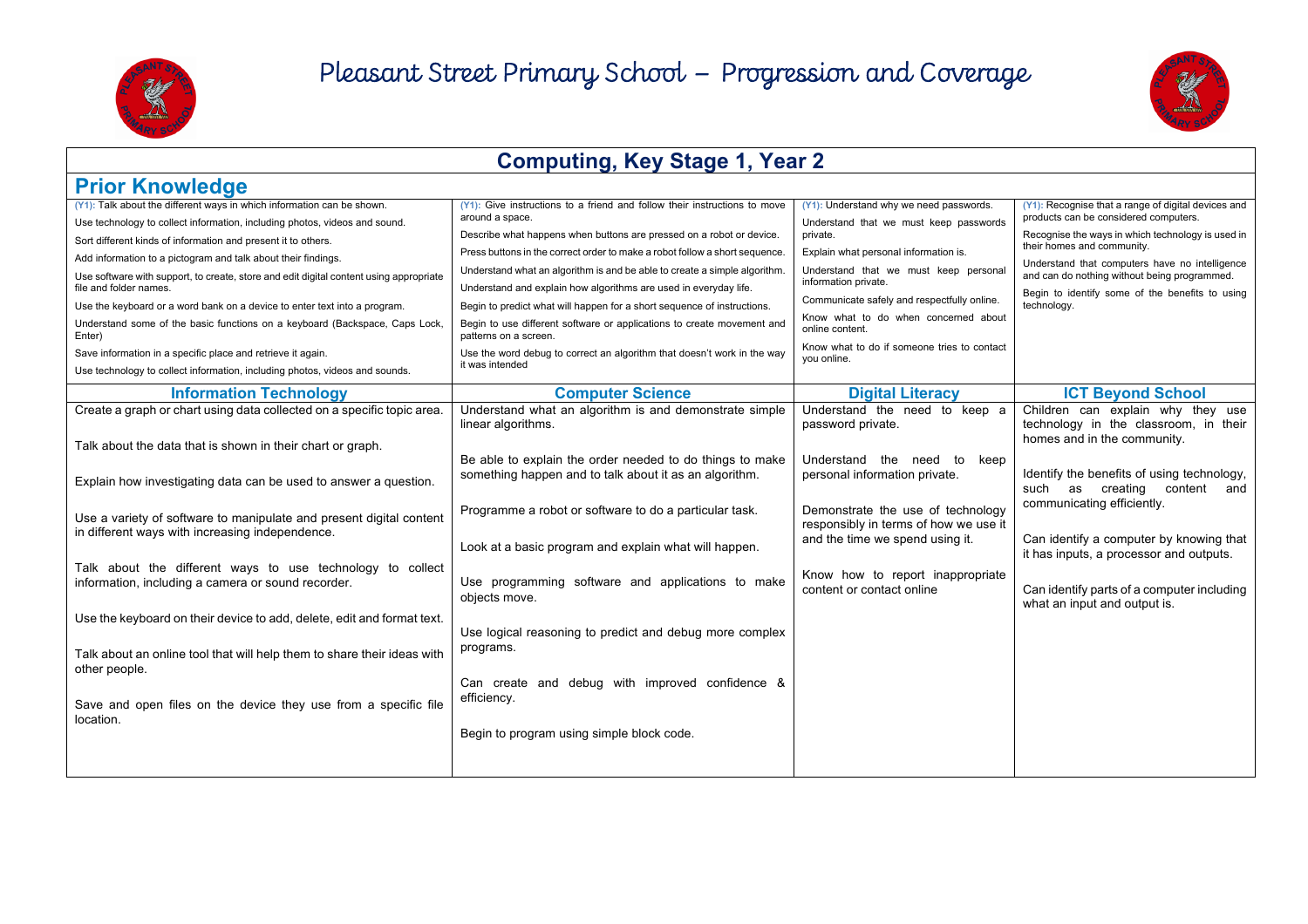# Pleasant Street Primary School – Progression and Coverage

## Computing, Key Stage 1, Year 2

### Prior Knowledge

| | | | |
|---|---|---|---|
| (Y1): Talk about the different ways in which information can be shown.<br>Use technology to collect information, including photos, videos and sound.<br>Sort different kinds of information and present it to others.<br>Add information to a pictogram and talk about their findings.<br>Use software with support, to create, store and edit digital content using appropriate file and folder names.<br>Use the keyboard or a word bank on a device to enter text into a program.<br>Understand some of the basic functions on a keyboard (Backspace, Caps Lock, Enter)<br>Save information in a specific place and retrieve it again.<br>Use technology to collect information, including photos, videos and sounds. | (Y1): Give instructions to a friend and follow their instructions to move around a space.<br>Describe what happens when buttons are pressed on a robot or device.<br>Press buttons in the correct order to make a robot follow a short sequence.<br>Understand what an algorithm is and be able to create a simple algorithm.<br>Understand and explain how algorithms are used in everyday life.<br>Begin to predict what will happen for a short sequence of instructions.<br>Begin to use different software or applications to create movement and patterns on a screen.<br>Use the word debug to correct an algorithm that doesn't work in the way it was intended | (Y1): Understand why we need passwords.<br>Understand that we must keep passwords private.<br>Explain what personal information is.<br>Understand that we must keep personal information private.<br>Communicate safely and respectfully online.<br>Know what to do when concerned about online content.<br>Know what to do if someone tries to contact you online. | (Y1): Recognise that a range of digital devices and products can be considered computers.<br>Recognise the ways in which technology is used in their homes and community.<br>Understand that computers have no intelligence and can do nothing without being programmed.<br>Begin to identify some of the benefits to using technology. |

| Information Technology | Computer Science | Digital Literacy | ICT Beyond School |
|---|---|---|---|
| Create a graph or chart using data collected on a specific topic area.<br><br>Talk about the data that is shown in their chart or graph.<br><br>Explain how investigating data can be used to answer a question.<br><br>Use a variety of software to manipulate and present digital content in different ways with increasing independence.<br><br>Talk about the different ways to use technology to collect information, including a camera or sound recorder.<br><br>Use the keyboard on their device to add, delete, edit and format text.<br><br>Talk about an online tool that will help them to share their ideas with other people.<br><br>Save and open files on the device they use from a specific file location. | Understand what an algorithm is and demonstrate simple linear algorithms.<br><br>Be able to explain the order needed to do things to make something happen and to talk about it as an algorithm.<br><br>Programme a robot or software to do a particular task.<br><br>Look at a basic program and explain what will happen.<br><br>Use programming software and applications to make objects move.<br><br>Use logical reasoning to predict and debug more complex programs.<br><br>Can create and debug with improved confidence & efficiency.<br><br>Begin to program using simple block code. | Understand the need to keep a password private.<br><br>Understand the need to keep personal information private.<br><br>Demonstrate the use of technology responsibly in terms of how we use it and the time we spend using it.<br><br>Know how to report inappropriate content or contact online | Children can explain why they use technology in the classroom, in their homes and in the community.<br><br>Identify the benefits of using technology, such as creating content and communicating efficiently.<br><br>Can identify a computer by knowing that it has inputs, a processor and outputs.<br><br>Can identify parts of a computer including what an input and output is. |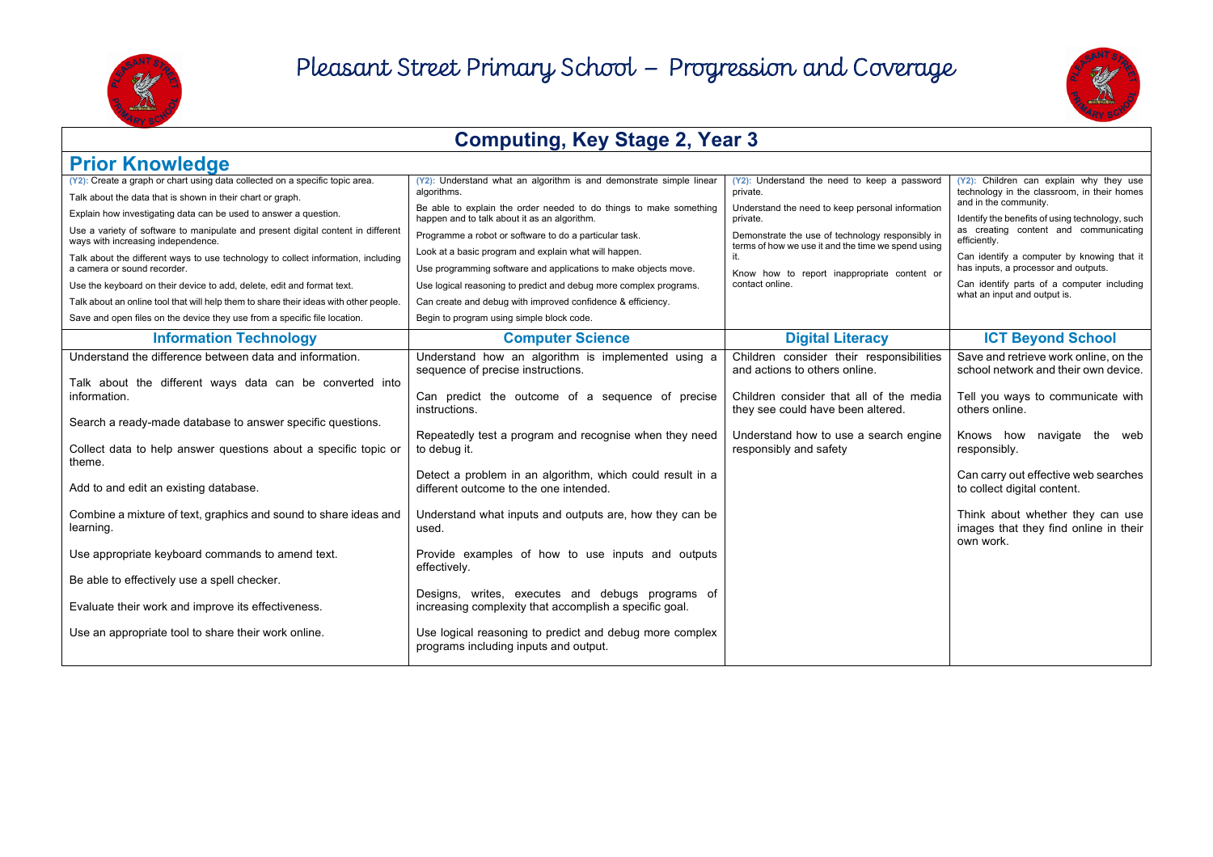# Pleasant Street Primary School – Progression and Coverage

## Computing, Key Stage 2, Year 3

### Prior Knowledge

| | | | |
|---|---|---|---|
| (Y2): Create a graph or chart using data collected on a specific topic area.<br>Talk about the data that is shown in their chart or graph.<br>Explain how investigating data can be used to answer a question.<br>Use a variety of software to manipulate and present digital content in different ways with increasing independence.<br>Talk about the different ways to use technology to collect information, including a camera or sound recorder.<br>Use the keyboard on their device to add, delete, edit and format text.<br>Talk about an online tool that will help them to share their ideas with other people.<br>Save and open files on the device they use from a specific file location. | (Y2): Understand what an algorithm is and demonstrate simple linear algorithms.<br>Be able to explain the order needed to do things to make something happen and to talk about it as an algorithm.<br>Programme a robot or software to do a particular task.<br>Look at a basic program and explain what will happen.<br>Use programming software and applications to make objects move.<br>Use logical reasoning to predict and debug more complex programs.<br>Can create and debug with improved confidence & efficiency.<br>Begin to program using simple block code. | (Y2): Understand the need to keep a password private.<br>Understand the need to keep personal information private.<br>Demonstrate the use of technology responsibly in terms of how we use it and the time we spend using it.<br>Know how to report inappropriate content or contact online. | (Y2): Children can explain why they use technology in the classroom, in their homes and in the community.<br>Identify the benefits of using technology, such as creating content and communicating efficiently.<br>Can identify a computer by knowing that it has inputs, a processor and outputs.<br>Can identify parts of a computer including what an input and output is. |

| Information Technology | Computer Science | Digital Literacy | ICT Beyond School |
|---|---|---|---|
| Understand the difference between data and information.<br><br>Talk about the different ways data can be converted into information.<br><br>Search a ready-made database to answer specific questions.<br><br>Collect data to help answer questions about a specific topic or theme.<br><br>Add to and edit an existing database.<br><br>Combine a mixture of text, graphics and sound to share ideas and learning.<br><br>Use appropriate keyboard commands to amend text.<br><br>Be able to effectively use a spell checker.<br><br>Evaluate their work and improve its effectiveness.<br><br>Use an appropriate tool to share their work online. | Understand how an algorithm is implemented using a sequence of precise instructions.<br><br>Can predict the outcome of a sequence of precise instructions.<br><br>Repeatedly test a program and recognise when they need to debug it.<br><br>Detect a problem in an algorithm, which could result in a different outcome to the one intended.<br><br>Understand what inputs and outputs are, how they can be used.<br><br>Provide examples of how to use inputs and outputs effectively.<br><br>Designs, writes, executes and debugs programs of increasing complexity that accomplish a specific goal.<br><br>Use logical reasoning to predict and debug more complex programs including inputs and output. | Children consider their responsibilities and actions to others online.<br><br>Children consider that all of the media they see could have been altered.<br><br>Understand how to use a search engine responsibly and safety | Save and retrieve work online, on the school network and their own device.<br><br>Tell you ways to communicate with others online.<br><br>Knows how navigate the web responsibly.<br><br>Can carry out effective web searches to collect digital content.<br><br>Think about whether they can use images that they find online in their own work. |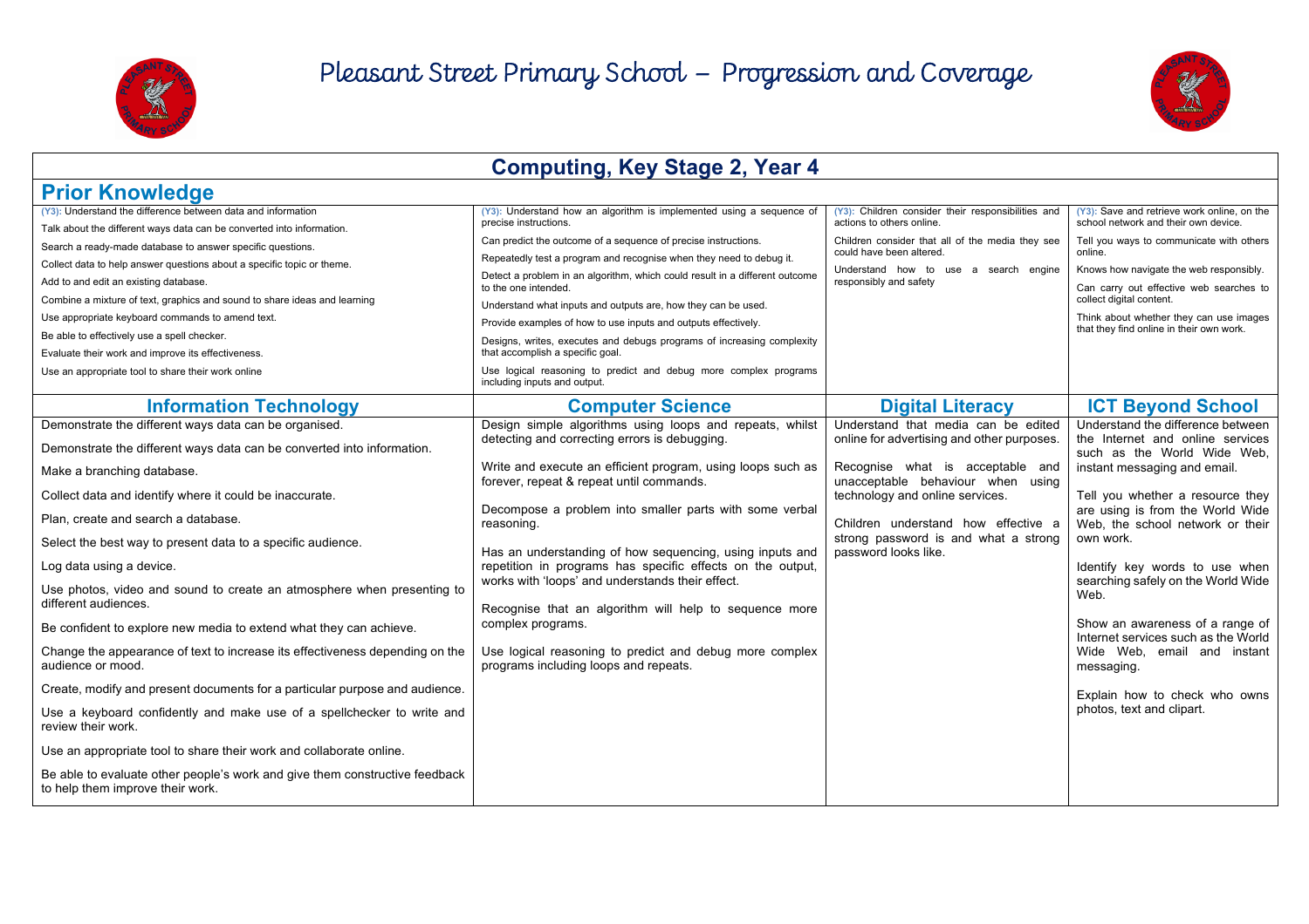# Pleasant Street Primary School – Progression and Coverage

## Computing, Key Stage 2, Year 4

### Prior Knowledge

| | | | |
|---|---|---|---|
| (Y3): Understand the difference between data and information<br>Talk about the different ways data can be converted into information.<br>Search a ready-made database to answer specific questions.<br>Collect data to help answer questions about a specific topic or theme.<br>Add to and edit an existing database.<br>Combine a mixture of text, graphics and sound to share ideas and learning<br>Use appropriate keyboard commands to amend text.<br>Be able to effectively use a spell checker.<br>Evaluate their work and improve its effectiveness.<br>Use an appropriate tool to share their work online | (Y3): Understand how an algorithm is implemented using a sequence of precise instructions.<br>Can predict the outcome of a sequence of precise instructions.<br>Repeatedly test a program and recognise when they need to debug it.<br>Detect a problem in an algorithm, which could result in a different outcome to the one intended.<br>Understand what inputs and outputs are, how they can be used.<br>Provide examples of how to use inputs and outputs effectively.<br>Designs, writes, executes and debugs programs of increasing complexity that accomplish a specific goal.<br>Use logical reasoning to predict and debug more complex programs including inputs and output. | (Y3): Children consider their responsibilities and actions to others online.<br>Children consider that all of the media they see could have been altered.<br>Understand how to use a search engine responsibly and safety | (Y3): Save and retrieve work online, on the school network and their own device.<br>Tell you ways to communicate with others online.<br>Knows how navigate the web responsibly.<br>Can carry out effective web searches to collect digital content.<br>Think about whether they can use images that they find online in their own work. |

| Information Technology | Computer Science | Digital Literacy | ICT Beyond School |
|---|---|---|---|
| Demonstrate the different ways data can be organised.<br>Demonstrate the different ways data can be converted into information.<br>Make a branching database.<br>Collect data and identify where it could be inaccurate.<br>Plan, create and search a database.<br>Select the best way to present data to a specific audience.<br>Log data using a device.<br>Use photos, video and sound to create an atmosphere when presenting to different audiences.<br>Be confident to explore new media to extend what they can achieve.<br>Change the appearance of text to increase its effectiveness depending on the audience or mood.<br>Create, modify and present documents for a particular purpose and audience.<br>Use a keyboard confidently and make use of a spellchecker to write and review their work.<br>Use an appropriate tool to share their work and collaborate online.<br>Be able to evaluate other people's work and give them constructive feedback to help them improve their work. | Design simple algorithms using loops and repeats, whilst detecting and correcting errors is debugging.<br>Write and execute an efficient program, using loops such as forever, repeat & repeat until commands.<br>Decompose a problem into smaller parts with some verbal reasoning.<br>Has an understanding of how sequencing, using inputs and repetition in programs has specific effects on the output, works with 'loops' and understands their effect.<br>Recognise that an algorithm will help to sequence more complex programs.<br>Use logical reasoning to predict and debug more complex programs including loops and repeats. | Understand that media can be edited online for advertising and other purposes.<br>Recognise what is acceptable and unacceptable behaviour when using technology and online services.<br>Children understand how effective a strong password is and what a strong password looks like. | Understand the difference between the Internet and online services such as the World Wide Web, instant messaging and email.<br>Tell you whether a resource they are using is from the World Wide Web, the school network or their own work.<br>Identify key words to use when searching safely on the World Wide Web.<br>Show an awareness of a range of Internet services such as the World Wide Web, email and instant messaging.<br>Explain how to check who owns photos, text and clipart. |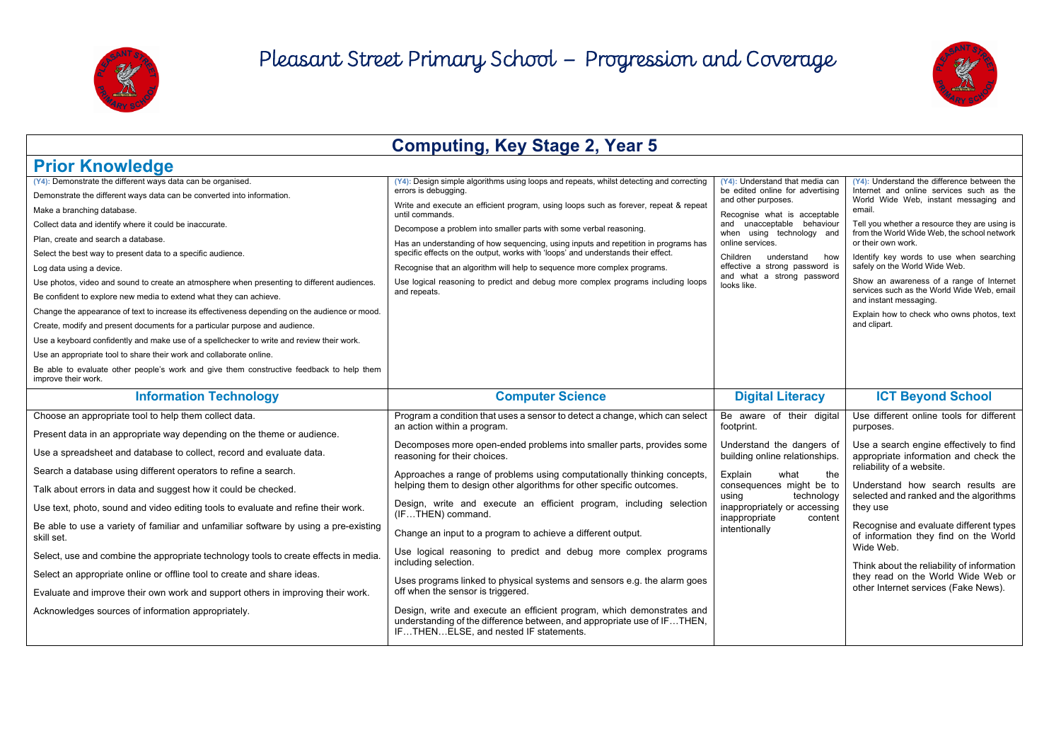# Pleasant Street Primary School – Progression and Coverage

## Computing, Key Stage 2, Year 5

## Prior Knowledge

(Y4): Demonstrate the different ways data can be organised.

Demonstrate the different ways data can be converted into information.

Make a branching database.

Collect data and identify where it could be inaccurate.

Plan, create and search a database.

Select the best way to present data to a specific audience.

Log data using a device.

Use photos, video and sound to create an atmosphere when presenting to different audiences.

Be confident to explore new media to extend what they can achieve.

Change the appearance of text to increase its effectiveness depending on the audience or mood.

Create, modify and present documents for a particular purpose and audience.

Use a keyboard confidently and make use of a spellchecker to write and review their work.

Use an appropriate tool to share their work and collaborate online.

Be able to evaluate other people's work and give them constructive feedback to help them improve their work.

(Y4): Design simple algorithms using loops and repeats, whilst detecting and correcting errors is debugging.

Write and execute an efficient program, using loops such as forever, repeat & repeat until commands.

Decompose a problem into smaller parts with some verbal reasoning.

Has an understanding of how sequencing, using inputs and repetition in programs has specific effects on the output, works with 'loops' and understands their effect.

Recognise that an algorithm will help to sequence more complex programs.

Use logical reasoning to predict and debug more complex programs including loops and repeats.

(Y4): Understand that media can be edited online for advertising and other purposes.

Recognise what is acceptable and unacceptable behaviour when using technology and online services.

Children understand how effective a strong password is and what a strong password looks like.

(Y4): Understand the difference between the Internet and online services such as the World Wide Web, instant messaging and email.

Tell you whether a resource they are using is from the World Wide Web, the school network or their own work.

Identify key words to use when searching safely on the World Wide Web.

Show an awareness of a range of Internet services such as the World Wide Web, email and instant messaging.

Explain how to check who owns photos, text and clipart.

| Information Technology | Computer Science | Digital Literacy | ICT Beyond School |
|---|---|---|---|
| Choose an appropriate tool to help them collect data.<br><br>Present data in an appropriate way depending on the theme or audience.<br><br>Use a spreadsheet and database to collect, record and evaluate data.<br><br>Search a database using different operators to refine a search.<br><br>Talk about errors in data and suggest how it could be checked.<br><br>Use text, photo, sound and video editing tools to evaluate and refine their work.<br><br>Be able to use a variety of familiar and unfamiliar software by using a pre-existing skill set.<br><br>Select, use and combine the appropriate technology tools to create effects in media.<br><br>Select an appropriate online or offline tool to create and share ideas.<br><br>Evaluate and improve their own work and support others in improving their work.<br><br>Acknowledges sources of information appropriately. | Program a condition that uses a sensor to detect a change, which can select an action within a program.<br><br>Decomposes more open-ended problems into smaller parts, provides some reasoning for their choices.<br><br>Approaches a range of problems using computationally thinking concepts, helping them to design other algorithms for other specific outcomes.<br><br>Design, write and execute an efficient program, including selection (IF…THEN) command.<br><br>Change an input to a program to achieve a different output.<br><br>Use logical reasoning to predict and debug more complex programs including selection.<br><br>Uses programs linked to physical systems and sensors e.g. the alarm goes off when the sensor is triggered.<br><br>Design, write and execute an efficient program, which demonstrates and understanding of the difference between, and appropriate use of IF…THEN, IF…THEN…ELSE, and nested IF statements. | Be aware of their digital footprint.<br><br>Understand the dangers of building online relationships.<br><br>Explain what the consequences might be to using technology inappropriately or accessing inappropriate content intentionally | Use different online tools for different purposes.<br><br>Use a search engine effectively to find appropriate information and check the reliability of a website.<br><br>Understand how search results are selected and ranked and the algorithms they use<br><br>Recognise and evaluate different types of information they find on the World Wide Web.<br><br>Think about the reliability of information they read on the World Wide Web or other Internet services (Fake News). |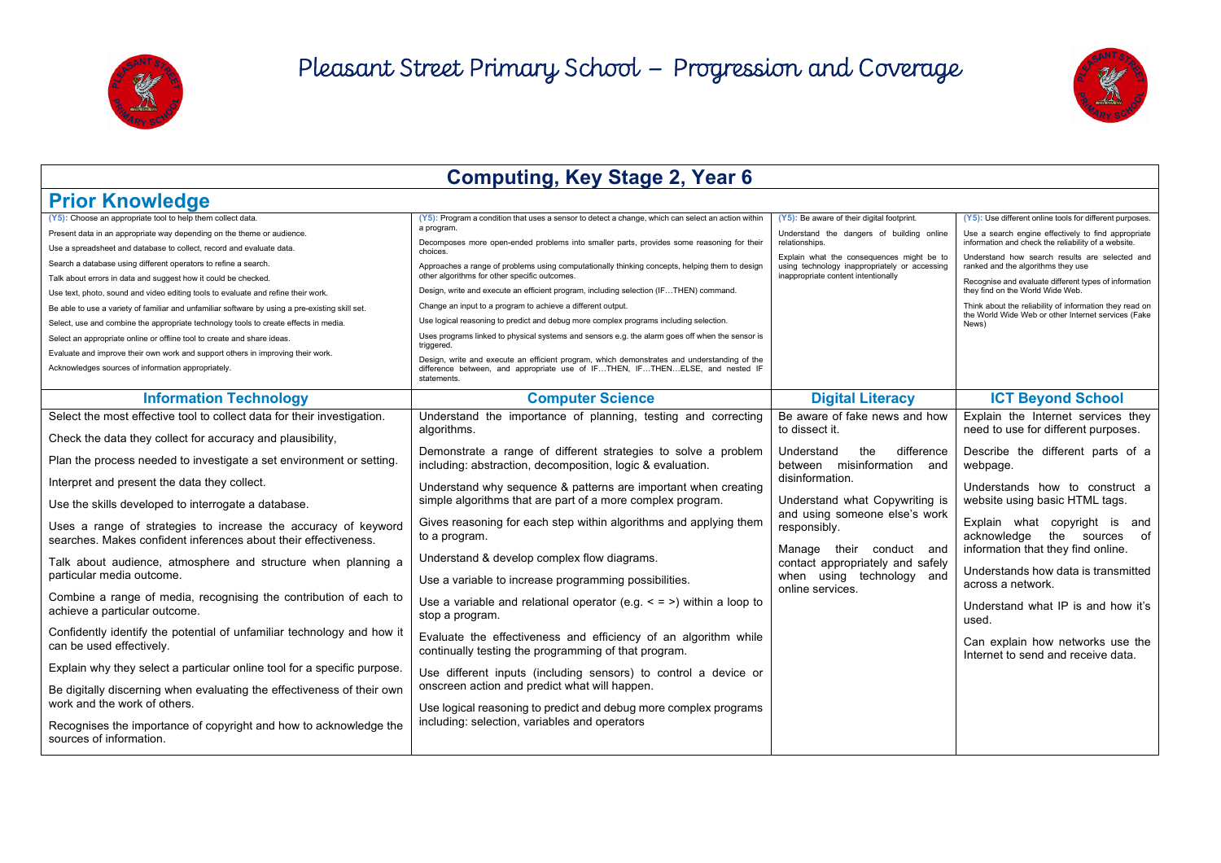# Pleasant Street Primary School – Progression and Coverage

## Computing, Key Stage 2, Year 6

## Prior Knowledge

| | | | |
|---|---|---|---|
| (Y5): Choose an appropriate tool to help them collect data.<br><br>Present data in an appropriate way depending on the theme or audience.<br><br>Use a spreadsheet and database to collect, record and evaluate data.<br><br>Search a database using different operators to refine a search.<br><br>Talk about errors in data and suggest how it could be checked.<br><br>Use text, photo, sound and video editing tools to evaluate and refine their work.<br><br>Be able to use a variety of familiar and unfamiliar software by using a pre-existing skill set.<br><br>Select, use and combine the appropriate technology tools to create effects in media.<br><br>Select an appropriate online or offline tool to create and share ideas.<br><br>Evaluate and improve their own work and support others in improving their work.<br><br>Acknowledges sources of information appropriately. | (Y5): Program a condition that uses a sensor to detect a change, which can select an action within a program.<br><br>Decomposes more open-ended problems into smaller parts, provides some reasoning for their choices.<br><br>Approaches a range of problems using computationally thinking concepts, helping them to design other algorithms for other specific outcomes.<br><br>Design, write and execute an efficient program, including selection (IF…THEN) command.<br><br>Change an input to a program to achieve a different output.<br><br>Use logical reasoning to predict and debug more complex programs including selection.<br><br>Uses programs linked to physical systems and sensors e.g. the alarm goes off when the sensor is triggered.<br><br>Design, write and execute an efficient program, which demonstrates and understanding of the difference between, and appropriate use of IF…THEN, IF…THEN…ELSE, and nested IF statements. | (Y5): Be aware of their digital footprint.<br><br>Understand the dangers of building online relationships.<br><br>Explain what the consequences might be to using technology inappropriately or accessing inappropriate content intentionally | (Y5): Use different online tools for different purposes.<br><br>Use a search engine effectively to find appropriate information and check the reliability of a website.<br><br>Understand how search results are selected and ranked and the algorithms they use<br><br>Recognise and evaluate different types of information they find on the World Wide Web.<br><br>Think about the reliability of information they read on the World Wide Web or other Internet services (Fake News) |

| Information Technology | Computer Science | Digital Literacy | ICT Beyond School |
|---|---|---|---|
| Select the most effective tool to collect data for their investigation.<br><br>Check the data they collect for accuracy and plausibility,<br><br>Plan the process needed to investigate a set environment or setting.<br><br>Interpret and present the data they collect.<br><br>Use the skills developed to interrogate a database.<br><br>Uses a range of strategies to increase the accuracy of keyword searches. Makes confident inferences about their effectiveness.<br><br>Talk about audience, atmosphere and structure when planning a particular media outcome.<br><br>Combine a range of media, recognising the contribution of each to achieve a particular outcome.<br><br>Confidently identify the potential of unfamiliar technology and how it can be used effectively.<br><br>Explain why they select a particular online tool for a specific purpose.<br><br>Be digitally discerning when evaluating the effectiveness of their own work and the work of others.<br><br>Recognises the importance of copyright and how to acknowledge the sources of information. | Understand the importance of planning, testing and correcting algorithms.<br><br>Demonstrate a range of different strategies to solve a problem including: abstraction, decomposition, logic & evaluation.<br><br>Understand why sequence & patterns are important when creating simple algorithms that are part of a more complex program.<br><br>Gives reasoning for each step within algorithms and applying them to a program.<br><br>Understand & develop complex flow diagrams.<br><br>Use a variable to increase programming possibilities.<br><br>Use a variable and relational operator (e.g. < = >) within a loop to stop a program.<br><br>Evaluate the effectiveness and efficiency of an algorithm while continually testing the programming of that program.<br><br>Use different inputs (including sensors) to control a device or onscreen action and predict what will happen.<br><br>Use logical reasoning to predict and debug more complex programs including: selection, variables and operators | Be aware of fake news and how to dissect it.<br><br>Understand the difference between misinformation and disinformation.<br><br>Understand what Copywriting is and using someone else's work responsibly.<br><br>Manage their conduct and contact appropriately and safely when using technology and online services. | Explain the Internet services they need to use for different purposes.<br><br>Describe the different parts of a webpage.<br><br>Understands how to construct a website using basic HTML tags.<br><br>Explain what copyright is and acknowledge the sources of information that they find online.<br><br>Understands how data is transmitted across a network.<br><br>Understand what IP is and how it's used.<br><br>Can explain how networks use the Internet to send and receive data. |